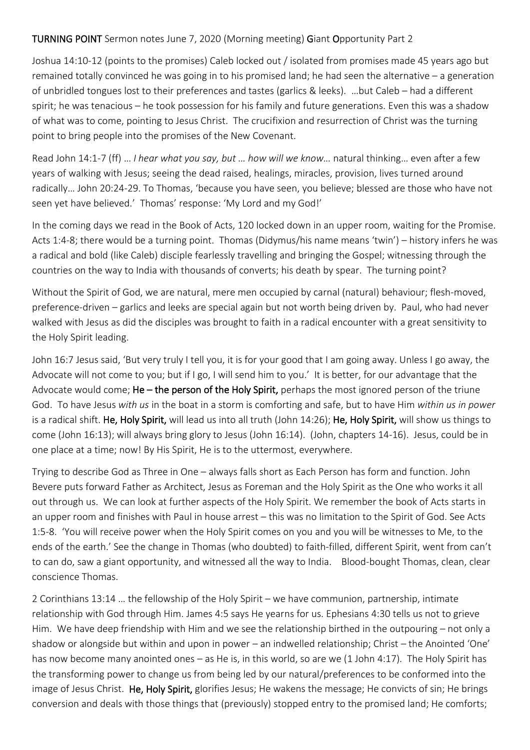**TURNING POINT** Sermon notes June 7, 2020 (Morning meeting) **G**iant **O**pportunity Part 2

Joshua 14:10-12 (points to the promises) Caleb locked out / isolated from promises made 45 years ago but remained totally convinced he was going in to his promised land; he had seen the alternative – a generation of unbridled tongues lost to their preferences and tastes (garlics & leeks). …but Caleb – had a different spirit; he was tenacious – he took possession for his family and future generations. Even this was a shadow of what was to come, pointing to Jesus Christ. The crucifixion and resurrection of Christ was the turning point to bring people into the promises of the New Covenant.

Read John 14:1-7 (ff) … *I hear what you say, but … how will we know…* natural thinking… even after a few years of walking with Jesus; seeing the dead raised, healings, miracles, provision, lives turned around radically… John 20:24-29. To Thomas, 'because you have seen, you believe; blessed are those who have not seen yet have believed.' Thomas' response: 'My Lord and my God!'

In the coming days we read in the Book of Acts, 120 locked down in an upper room, waiting for the Promise. Acts 1:4-8; there would be a turning point. Thomas (Didymus/his name means 'twin') – history infers he was a radical and bold (like Caleb) disciple fearlessly travelling and bringing the Gospel; witnessing through the countries on the way to India with thousands of converts; his death by spear. The turning point?

Without the Spirit of God, we are natural, mere men occupied by carnal (natural) behaviour; flesh-moved, preference-driven – garlics and leeks are special again but not worth being driven by. Paul, who had never walked with Jesus as did the disciples was brought to faith in a radical encounter with a great sensitivity to the Holy Spirit leading.

John 16:7 Jesus said, 'But very truly I tell you, it is for your good that I am going away. Unless I go away, the Advocate will not come to you; but if I go, I will send him to you.' It is better, for our advantage that the Advocate would come; **He – the person of the Holy Spirit,** perhaps the most ignored person of the triune God. To have Jesus *with us* in the boat in a storm is comforting and safe, but to have Him *within us in power* is a radical shift. **He, Holy Spirit,** will lead us into all truth (John 14:26); **He, Holy Spirit,** will show us things to come (John 16:13); will always bring glory to Jesus (John 16:14). (John, chapters 14-16). Jesus, could be in one place at a time; now! By His Spirit, He is to the uttermost, everywhere.

Trying to describe God as Three in One – always falls short as Each Person has form and function. John Bevere puts forward Father as Architect, Jesus as Foreman and the Holy Spirit as the One who works it all out through us. We can look at further aspects of the Holy Spirit. We remember the book of Acts starts in an upper room and finishes with Paul in house arrest – this was no limitation to the Spirit of God. See Acts 1:5-8. 'You will receive power when the Holy Spirit comes on you and you will be witnesses to Me, to the ends of the earth.' See the change in Thomas (who doubted) to faith-filled, different Spirit, went from can't to can do, saw a giant opportunity, and witnessed all the way to India. Blood-bought Thomas, clean, clear conscience Thomas.

2 Corinthians 13:14 … the fellowship of the Holy Spirit – we have communion, partnership, intimate relationship with God through Him. James 4:5 says He yearns for us. Ephesians 4:30 tells us not to grieve Him. We have deep friendship with Him and we see the relationship birthed in the outpouring – not only a shadow or alongside but within and upon in power – an indwelled relationship; Christ – the Anointed 'One' has now become many anointed ones – as He is, in this world, so are we (1 John 4:17). The Holy Spirit has the transforming power to change us from being led by our natural/preferences to be conformed into the image of Jesus Christ. **He, Holy Spirit,** glorifies Jesus; He wakens the message; He convicts of sin; He brings conversion and deals with those things that (previously) stopped entry to the promised land; He comforts;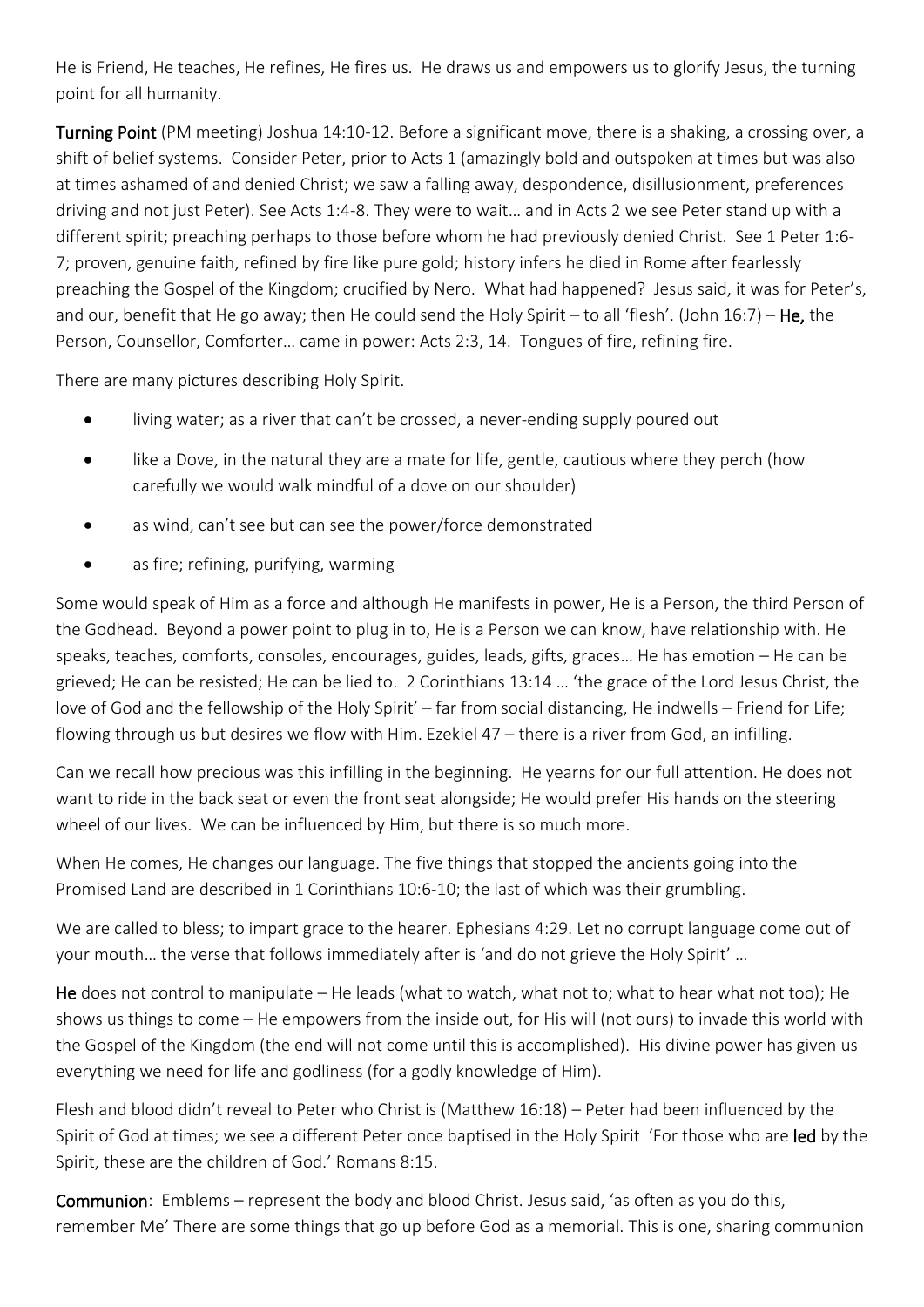He is Friend, He teaches, He refines, He fires us. He draws us and empowers us to glorify Jesus, the turning point for all humanity.

**Turning Point** (PM meeting) Joshua 14:10-12. Before a significant move, there is a shaking, a crossing over, a shift of belief systems. Consider Peter, prior to Acts 1 (amazingly bold and outspoken at times but was also at times ashamed of and denied Christ; we saw a falling away, despondence, disillusionment, preferences driving and not just Peter). See Acts 1:4-8. They were to wait… and in Acts 2 we see Peter stand up with a different spirit; preaching perhaps to those before whom he had previously denied Christ. See 1 Peter 1:6-7; proven, genuine faith, refined by fire like pure gold; history infers he died in Rome after fearlessly preaching the Gospel of the Kingdom; crucified by Nero. What had happened? Jesus said, it was for Peter's, and our, benefit that He go away; then He could send the Holy Spirit – to all 'flesh'. (John 16:7) – **He,** the Person, Counsellor, Comforter… came in power: Acts 2:3, 14. Tongues of fire, refining fire.

There are many pictures describing Holy Spirit.

- living water; as a river that can't be crossed, a never-ending supply poured out
- like a Dove, in the natural they are a mate for life, gentle, cautious where they perch (how carefully we would walk mindful of a dove on our shoulder)
- as wind, can't see but can see the power/force demonstrated
- as fire; refining, purifying, warming

Some would speak of Him as a force and although He manifests in power, He is a Person, the third Person of the Godhead. Beyond a power point to plug in to, He is a Person we can know, have relationship with. He speaks, teaches, comforts, consoles, encourages, guides, leads, gifts, graces… He has emotion – He can be grieved; He can be resisted; He can be lied to. 2 Corinthians 13:14 … 'the grace of the Lord Jesus Christ, the love of God and the fellowship of the Holy Spirit' – far from social distancing, He indwells – Friend for Life; flowing through us but desires we flow with Him. Ezekiel 47 – there is a river from God, an infilling.

Can we recall how precious was this infilling in the beginning. He yearns for our full attention. He does not want to ride in the back seat or even the front seat alongside; He would prefer His hands on the steering wheel of our lives. We can be influenced by Him, but there is so much more.

When He comes, He changes our language. The five things that stopped the ancients going into the Promised Land are described in 1 Corinthians 10:6-10; the last of which was their grumbling.

We are called to bless; to impart grace to the hearer. Ephesians 4:29. Let no corrupt language come out of your mouth… the verse that follows immediately after is 'and do not grieve the Holy Spirit' …

**He** does not control to manipulate – He leads (what to watch, what not to; what to hear what not too); He shows us things to come – He empowers from the inside out, for His will (not ours) to invade this world with the Gospel of the Kingdom (the end will not come until this is accomplished). His divine power has given us everything we need for life and godliness (for a godly knowledge of Him).

Flesh and blood didn't reveal to Peter who Christ is (Matthew 16:18) – Peter had been influenced by the Spirit of God at times; we see a different Peter once baptised in the Holy Spirit 'For those who are **led** by the Spirit, these are the children of God.' Romans 8:15.

**Communion**: Emblems – represent the body and blood Christ. Jesus said, 'as often as you do this, remember Me' There are some things that go up before God as a memorial. This is one, sharing communion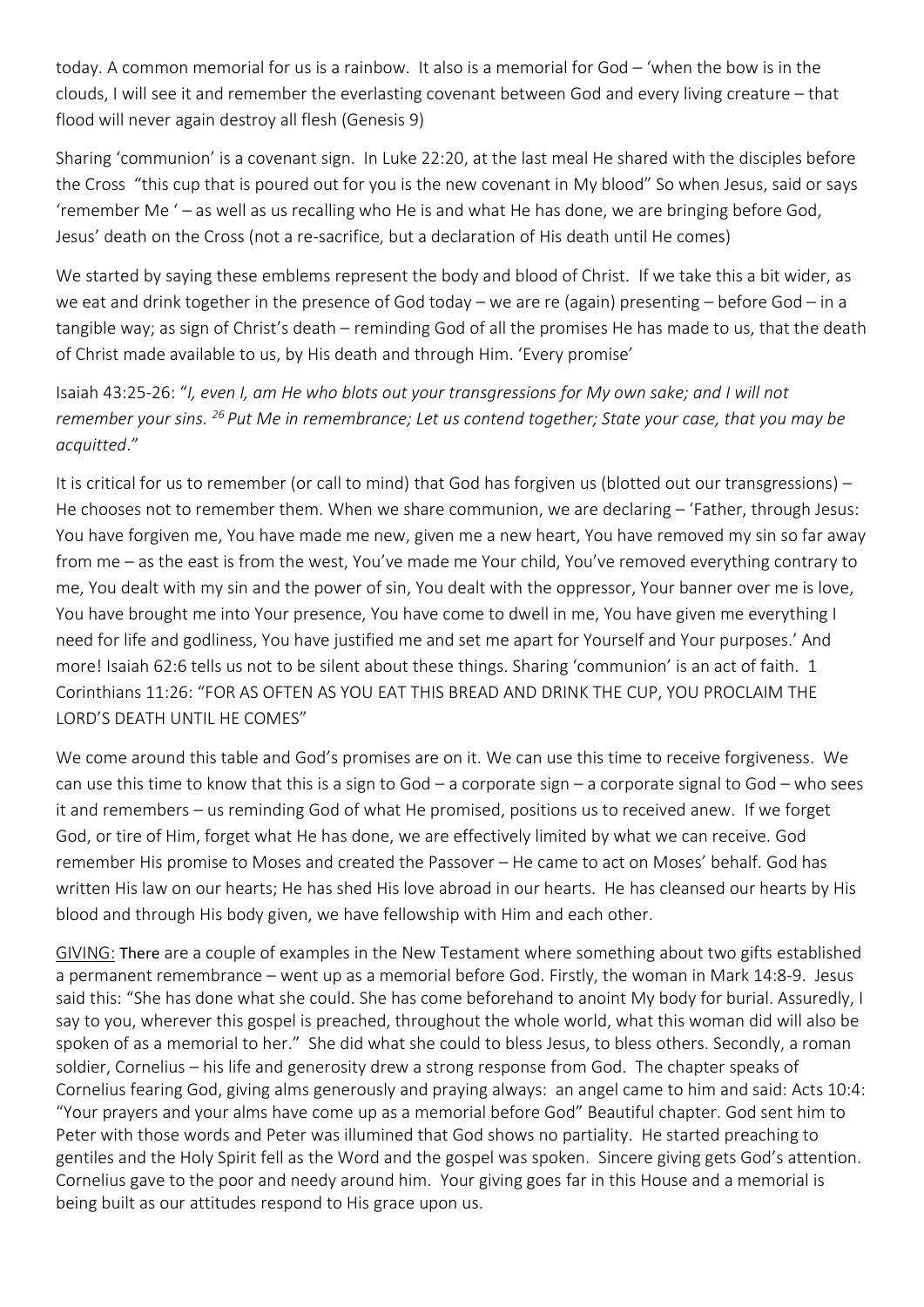today. A common memorial for us is a rainbow. It also is a memorial for God – 'when the bow is in the clouds, I will see it and remember the everlasting covenant between God and every living creature – that flood will never again destroy all flesh (Genesis 9)

Sharing 'communion' is a covenant sign. In Luke 22:20, at the last meal He shared with the disciples before the Cross "this cup that is poured out for you is the new covenant in My blood" So when Jesus, said or says 'remember Me ' – as well as us recalling who He is and what He has done, we are bringing before God, Jesus' death on the Cross (not a re-sacrifice, but a declaration of His death until He comes)

We started by saying these emblems represent the body and blood of Christ. If we take this a bit wider, as we eat and drink together in the presence of God today – we are re (again) presenting – before God – in a tangible way; as sign of Christ's death – reminding God of all the promises He has made to us, that the death of Christ made available to us, by His death and through Him. 'Every promise'

Isaiah 43:25-26: "*I, even I, am He who blots out your transgressions for My own sake; and I will not remember your sins.* [26] *Put Me in remembrance; Let us contend together; State your case, that you may be acquitted*."

It is critical for us to remember (or call to mind) that God has forgiven us (blotted out our transgressions) – He chooses not to remember them. When we share communion, we are declaring – 'Father, through Jesus: You have forgiven me, You have made me new, given me a new heart, You have removed my sin so far away from me – as the east is from the west, You've made me Your child, You've removed everything contrary to me, You dealt with my sin and the power of sin, You dealt with the oppressor, Your banner over me is love, You have brought me into Your presence, You have come to dwell in me, You have given me everything I need for life and godliness, You have justified me and set me apart for Yourself and Your purposes.' And more! Isaiah 62:6 tells us not to be silent about these things. Sharing 'communion' is an act of faith. 1 Corinthians 11:26: "FOR AS OFTEN AS YOU EAT THIS BREAD AND DRINK THE CUP, YOU PROCLAIM THE LORD'S DEATH UNTIL HE COMES"

We come around this table and God's promises are on it. We can use this time to receive forgiveness. We can use this time to know that this is a sign to God – a corporate sign – a corporate signal to God – who sees it and remembers – us reminding God of what He promised, positions us to received anew. If we forget God, or tire of Him, forget what He has done, we are effectively limited by what we can receive. God remember His promise to Moses and created the Passover – He came to act on Moses' behalf. God has written His law on our hearts; He has shed His love abroad in our hearts. He has cleansed our hearts by His blood and through His body given, we have fellowship with Him and each other.

GIVING: There are a couple of examples in the New Testament where something about two gifts established a permanent remembrance – went up as a memorial before God. Firstly, the woman in Mark 14:8-9. Jesus said this: "She has done what she could. She has come beforehand to anoint My body for burial. Assuredly, I say to you, wherever this gospel is preached, throughout the whole world, what this woman did will also be spoken of as a memorial to her." She did what she could to bless Jesus, to bless others. Secondly, a roman soldier, Cornelius – his life and generosity drew a strong response from God. The chapter speaks of Cornelius fearing God, giving alms generously and praying always: an angel came to him and said: Acts 10:4: "Your prayers and your alms have come up as a memorial before God" Beautiful chapter. God sent him to Peter with those words and Peter was illumined that God shows no partiality. He started preaching to gentiles and the Holy Spirit fell as the Word and the gospel was spoken. Sincere giving gets God's attention. Cornelius gave to the poor and needy around him. Your giving goes far in this House and a memorial is being built as our attitudes respond to His grace upon us.